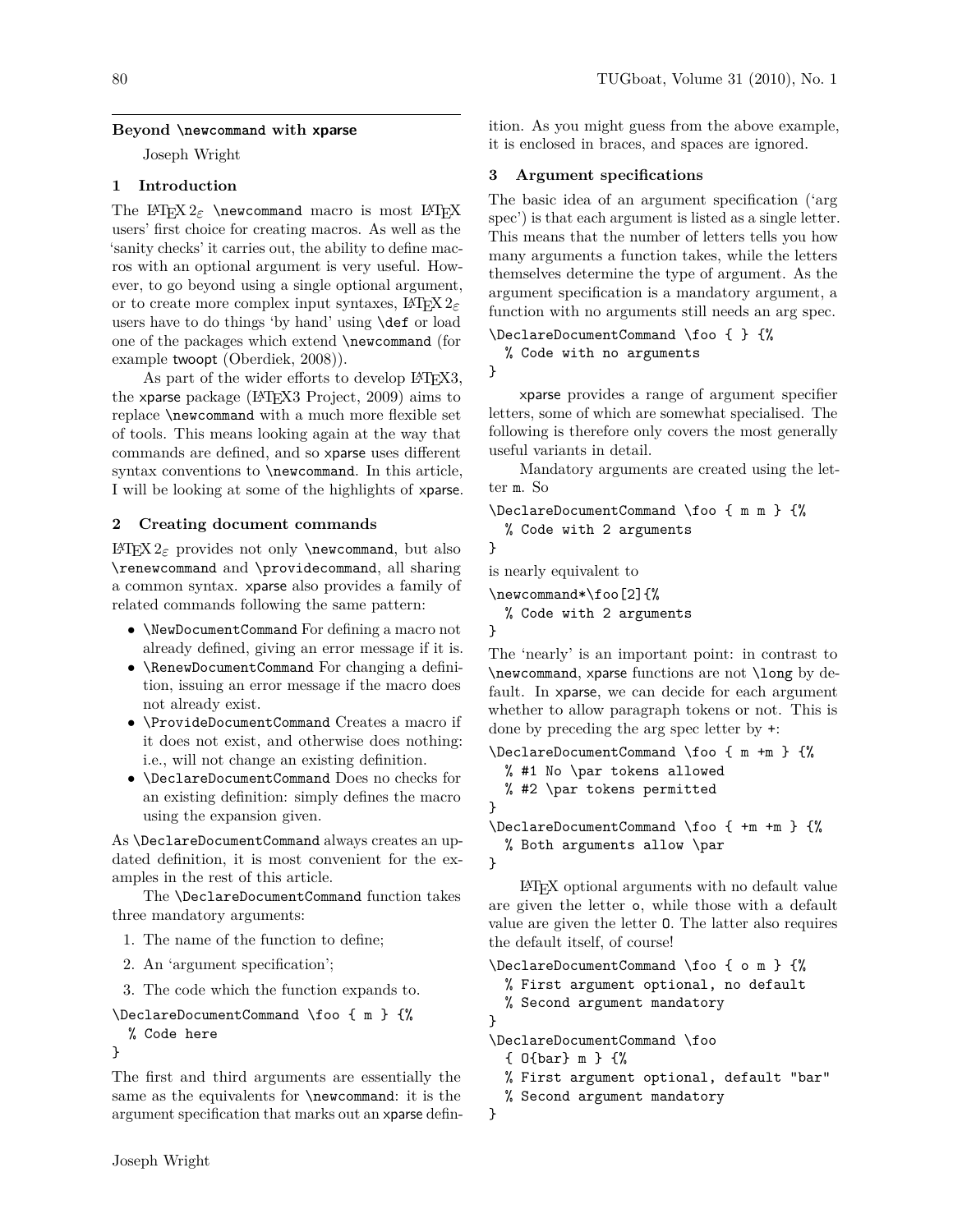# Beyond \newcommand with xparse

Joseph Wright

## 1 Introduction

The LaTeX 2ε \newcommand macro is most LaTeX users' first choice for creating macros. As well as the 'sanity checks' it carries out, the ability to define macros with an optional argument is very useful. However, to go beyond using a single optional argument, or to create more complex input syntaxes, LaTeX 2ε users have to do things 'by hand' using \def or load one of the packages which extend \newcommand (for example twoopt (Oberdiek, 2008)).

As part of the wider efforts to develop LaTeX3, the xparse package (LaTeX3 Project, 2009) aims to replace \newcommand with a much more flexible set of tools. This means looking again at the way that commands are defined, and so xparse uses different syntax conventions to \newcommand. In this article, I will be looking at some of the highlights of xparse.

## 2 Creating document commands

LaTeX 2ε provides not only \newcommand, but also \renewcommand and \providecommand, all sharing a common syntax. xparse also provides a family of related commands following the same pattern:

- \NewDocumentCommand For defining a macro not already defined, giving an error message if it is.
- \RenewDocumentCommand For changing a definition, issuing an error message if the macro does not already exist.
- \ProvideDocumentCommand Creates a macro if it does not exist, and otherwise does nothing: i.e., will not change an existing definition.
- \DeclareDocumentCommand Does no checks for an existing definition: simply defines the macro using the expansion given.

As \DeclareDocumentCommand always creates an updated definition, it is most convenient for the examples in the rest of this article.

The \DeclareDocumentCommand function takes three mandatory arguments:

1. The name of the function to define;
2. An 'argument specification';
3. The code which the function expands to.

```
\DeclareDocumentCommand \foo { m } {%
  % Code here
}
```

The first and third arguments are essentially the same as the equivalents for \newcommand: it is the argument specification that marks out an xparse definition. As you might guess from the above example, it is enclosed in braces, and spaces are ignored.

## 3 Argument specifications

The basic idea of an argument specification ('arg spec') is that each argument is listed as a single letter. This means that the number of letters tells you how many arguments a function takes, while the letters themselves determine the type of argument. As the argument specification is a mandatory argument, a function with no arguments still needs an arg spec.

```
\DeclareDocumentCommand \foo { } {%
  % Code with no arguments
}
```

xparse provides a range of argument specifier letters, some of which are somewhat specialised. The following is therefore only covers the most generally useful variants in detail.

Mandatory arguments are created using the letter m. So

```
\DeclareDocumentCommand \foo { m m } {%
  % Code with 2 arguments
}
```

is nearly equivalent to

```
\newcommand*\foo[2]{%
  % Code with 2 arguments
}
```

The 'nearly' is an important point: in contrast to \newcommand, xparse functions are not \long by default. In xparse, we can decide for each argument whether to allow paragraph tokens or not. This is done by preceding the arg spec letter by +:

```
\DeclareDocumentCommand \foo { m +m } {%
  % #1 No \par tokens allowed
  % #2 \par tokens permitted
}
\DeclareDocumentCommand \foo { +m +m } {%
  % Both arguments allow \par
}
```

LaTeX optional arguments with no default value are given the letter o, while those with a default value are given the letter O. The latter also requires the default itself, of course!

```
\DeclareDocumentCommand \foo { o m } {%
  % First argument optional, no default
  % Second argument mandatory
}
\DeclareDocumentCommand \foo
  { O{bar} m } {%
  % First argument optional, default "bar"
  % Second argument mandatory
}
```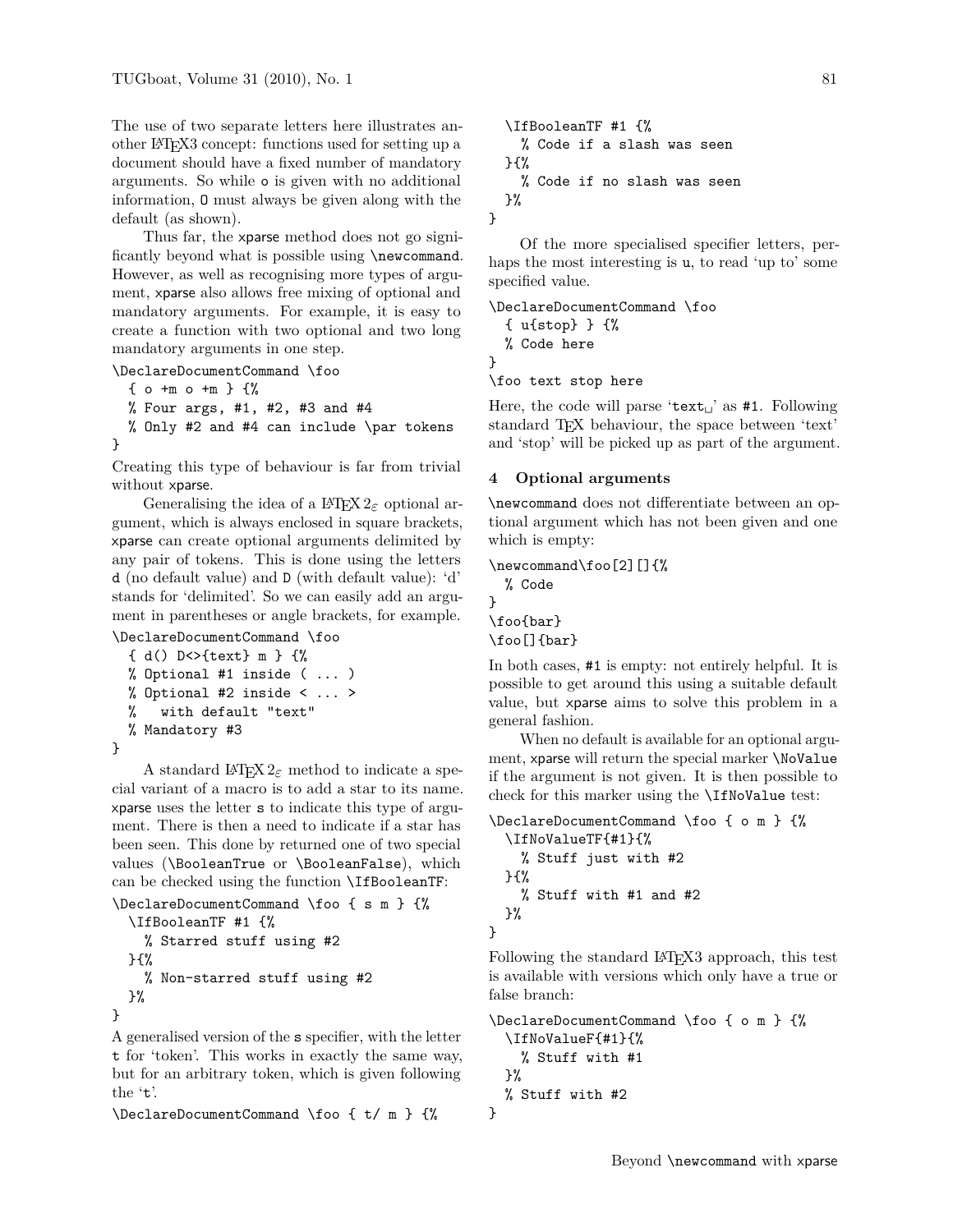The use of two separate letters here illustrates another LaTeX3 concept: functions used for setting up a document should have a fixed number of mandatory arguments. So while `o` is given with no additional information, `O` must always be given along with the default (as shown).

Thus far, the xparse method does not go significantly beyond what is possible using `\newcommand`. However, as well as recognising more types of argument, xparse also allows free mixing of optional and mandatory arguments. For example, it is easy to create a function with two optional and two long mandatory arguments in one step.

```
\DeclareDocumentCommand \foo
  { o +m o +m } {%
  % Four args, #1, #2, #3 and #4
  % Only #2 and #4 can include \par tokens
}
```

Creating this type of behaviour is far from trivial without xparse.

Generalising the idea of a LaTeX $2_\varepsilon$ optional argument, which is always enclosed in square brackets, xparse can create optional arguments delimited by any pair of tokens. This is done using the letters `d` (no default value) and `D` (with default value): 'd' stands for 'delimited'. So we can easily add an argument in parentheses or angle brackets, for example.

```
\DeclareDocumentCommand \foo
  { d() D<>{text} m } {%
  % Optional #1 inside ( ... )
  % Optional #2 inside < ... >
  %   with default "text"
  % Mandatory #3
}
```

A standard LaTeX $2_\varepsilon$ method to indicate a special variant of a macro is to add a star to its name. xparse uses the letter `s` to indicate this type of argument. There is then a need to indicate if a star has been seen. This done by returned one of two special values (`\BooleanTrue` or `\BooleanFalse`), which can be checked using the function `\IfBooleanTF`:

```
\DeclareDocumentCommand \foo { s m } {%
  \IfBooleanTF #1 {%
    % Starred stuff using #2
  }{%
    % Non-starred stuff using #2
  }%
}
```

A generalised version of the `s` specifier, with the letter `t` for 'token'. This works in exactly the same way, but for an arbitrary token, which is given following the '`t`'.

```
\DeclareDocumentCommand \foo { t/ m } {%
  \IfBooleanTF #1 {%
    % Code if a slash was seen
  }{%
    % Code if no slash was seen
  }%
}
```

Of the more specialised specifier letters, perhaps the most interesting is `u`, to read 'up to' some specified value.

```
\DeclareDocumentCommand \foo
  { u{stop} } {%
  % Code here
}
\foo text stop here
```

Here, the code will parse '`text␣`' as `#1`. Following standard TeX behaviour, the space between 'text' and 'stop' will be picked up as part of the argument.

## 4 Optional arguments

`\newcommand` does not differentiate between an optional argument which has not been given and one which is empty:

```
\newcommand\foo[2][]{%
  % Code
}
\foo{bar}
\foo[]{bar}
```

In both cases, `#1` is empty: not entirely helpful. It is possible to get around this using a suitable default value, but xparse aims to solve this problem in a general fashion.

When no default is available for an optional argument, xparse will return the special marker `\NoValue` if the argument is not given. It is then possible to check for this marker using the `\IfNoValue` test:

```
\DeclareDocumentCommand \foo { o m } {%
  \IfNoValueTF{#1}{%
    % Stuff just with #2
  }{%
    % Stuff with #1 and #2
  }%
}
```

Following the standard LaTeX3 approach, this test is available with versions which only have a true or false branch:

```
\DeclareDocumentCommand \foo { o m } {%
  \IfNoValueF{#1}{%
    % Stuff with #1
  }%
  % Stuff with #2
}
```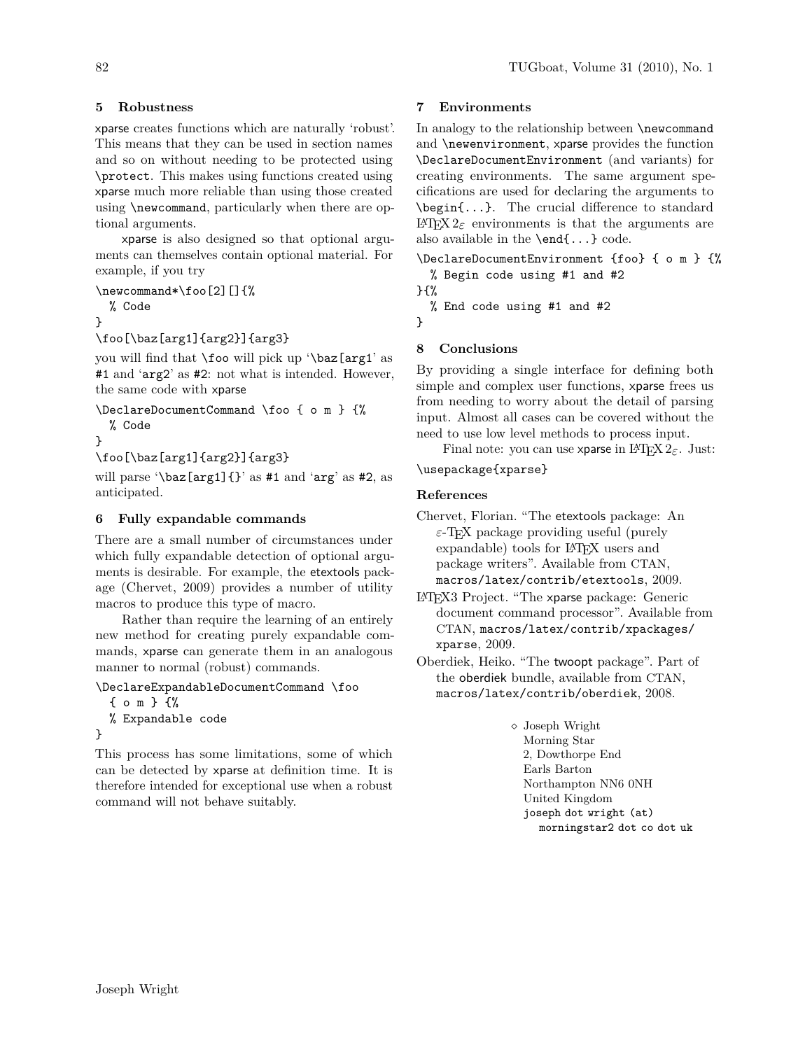## 5 Robustness

xparse creates functions which are naturally 'robust'. This means that they can be used in section names and so on without needing to be protected using `\protect`. This makes using functions created using xparse much more reliable than using those created using `\newcommand`, particularly when there are optional arguments.

xparse is also designed so that optional arguments can themselves contain optional material. For example, if you try

```
\newcommand*\foo[2][]{%
  % Code
}
\foo[\baz[arg1]{arg2}]{arg3}
```

you will find that `\foo` will pick up '`\baz[arg1`' as `#1` and '`arg2`' as `#2`: not what is intended. However, the same code with xparse

```
\DeclareDocumentCommand \foo { o m } {%
  % Code
}
\foo[\baz[arg1]{arg2}]{arg3}
```

will parse '`\baz[arg1]{}`' as `#1` and '`arg`' as `#2`, as anticipated.

## 6 Fully expandable commands

There are a small number of circumstances under which fully expandable detection of optional arguments is desirable. For example, the etextools package (Chervet, 2009) provides a number of utility macros to produce this type of macro.

Rather than require the learning of an entirely new method for creating purely expandable commands, xparse can generate them in an analogous manner to normal (robust) commands.

```
\DeclareExpandableDocumentCommand \foo
  { o m } {%
  % Expandable code
}
```

This process has some limitations, some of which can be detected by xparse at definition time. It is therefore intended for exceptional use when a robust command will not behave suitably.

## 7 Environments

In analogy to the relationship between `\newcommand` and `\newenvironment`, xparse provides the function `\DeclareDocumentEnvironment` (and variants) for creating environments. The same argument specifications are used for declaring the arguments to `\begin{...}`. The crucial difference to standard LaTeX $2_\varepsilon$ environments is that the arguments are also available in the `\end{...}` code.

```
\DeclareDocumentEnvironment {foo} { o m } {%
  % Begin code using #1 and #2
}{%
  % End code using #1 and #2
}
```

## 8 Conclusions

By providing a single interface for defining both simple and complex user functions, xparse frees us from needing to worry about the detail of parsing input. Almost all cases can be covered without the need to use low level methods to process input.

Final note: you can use xparse in LaTeX $2_\varepsilon$. Just:

```
\usepackage{xparse}
```

## References

Chervet, Florian. "The etextools package: An $\varepsilon$-TeX package providing useful (purely expandable) tools for LaTeX users and package writers". Available from CTAN, `macros/latex/contrib/etextools`, 2009.

LaTeX3 Project. "The xparse package: Generic document command processor". Available from CTAN, `macros/latex/contrib/xpackages/xparse`, 2009.

Oberdiek, Heiko. "The twoopt package". Part of the oberdiek bundle, available from CTAN, `macros/latex/contrib/oberdiek`, 2008.

◇ Joseph Wright
Morning Star
2, Dowthorpe End
Earls Barton
Northampton NN6 0NH
United Kingdom
joseph dot wright (at) morningstar2 dot co dot uk